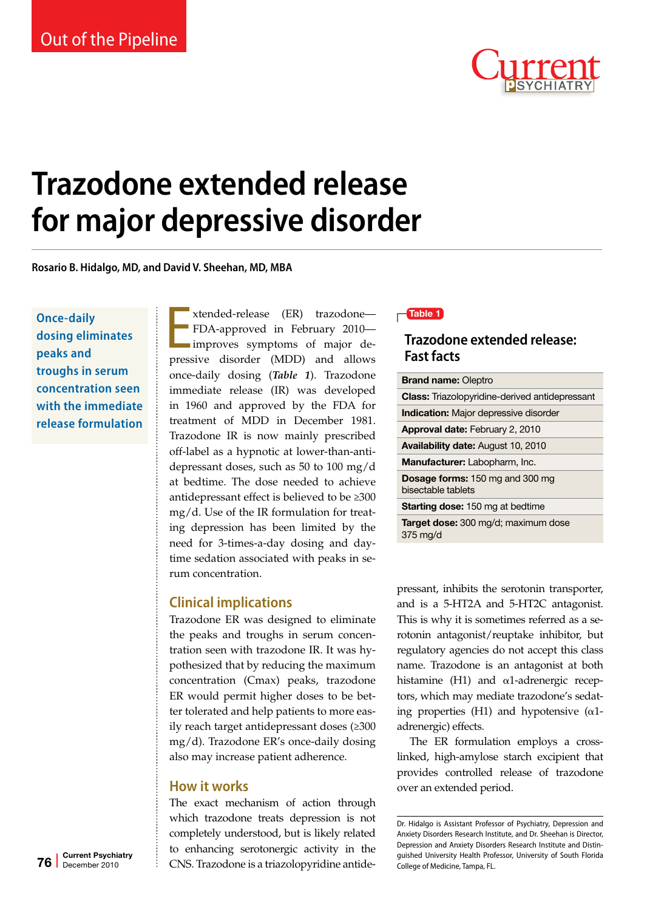Out of the Pipeline

# Trazodone extended release for major depressive disorder

**Rosario B. Hidalgo, MD, and David V. Sheehan, MD, MBA**

**Once-daily dosing eliminates peaks and troughs in serum concentration seen with the immediate release formulation**

Extended-release (ER) trazodone—FDA-approved in February 2010—improves symptoms of major depressive disorder (MDD) and allows once-daily dosing (***Table 1***). Trazodone immediate release (IR) was developed in 1960 and approved by the FDA for treatment of MDD in December 1981. Trazodone IR is now mainly prescribed off-label as a hypnotic at lower-than-antidepressant doses, such as 50 to 100 mg/d at bedtime. The dose needed to achieve antidepressant effect is believed to be ≥300 mg/d. Use of the IR formulation for treating depression has been limited by the need for 3-times-a-day dosing and daytime sedation associated with peaks in serum concentration.

**Table 1**

### Trazodone extended release: Fast facts

| |
|---|
| **Brand name:** Oleptro |
| **Class:** Triazolopyridine-derived antidepressant |
| **Indication:** Major depressive disorder |
| **Approval date:** February 2, 2010 |
| **Availability date:** August 10, 2010 |
| **Manufacturer:** Labopharm, Inc. |
| **Dosage forms:** 150 mg and 300 mg bisectable tablets |
| **Starting dose:** 150 mg at bedtime |
| **Target dose:** 300 mg/d; maximum dose 375 mg/d |

## Clinical implications

Trazodone ER was designed to eliminate the peaks and troughs in serum concentration seen with trazodone IR. It was hypothesized that by reducing the maximum concentration (Cmax) peaks, trazodone ER would permit higher doses to be better tolerated and help patients to more easily reach target antidepressant doses (≥300 mg/d). Trazodone ER's once-daily dosing also may increase patient adherence.

## How it works

The exact mechanism of action through which trazodone treats depression is not completely understood, but is likely related to enhancing serotonergic activity in the CNS. Trazodone is a triazolopyridine antidepressant, inhibits the serotonin transporter, and is a 5-HT2A and 5-HT2C antagonist. This is why it is sometimes referred as a serotonin antagonist/reuptake inhibitor, but regulatory agencies do not accept this class name. Trazodone is an antagonist at both histamine (H1) and α1-adrenergic receptors, which may mediate trazodone's sedating properties (H1) and hypotensive (α1-adrenergic) effects.

The ER formulation employs a cross-linked, high-amylose starch excipient that provides controlled release of trazodone over an extended period.

Dr. Hidalgo is Assistant Professor of Psychiatry, Depression and Anxiety Disorders Research Institute, and Dr. Sheehan is Director, Depression and Anxiety Disorders Research Institute and Distinguished University Health Professor, University of South Florida College of Medicine, Tampa, FL.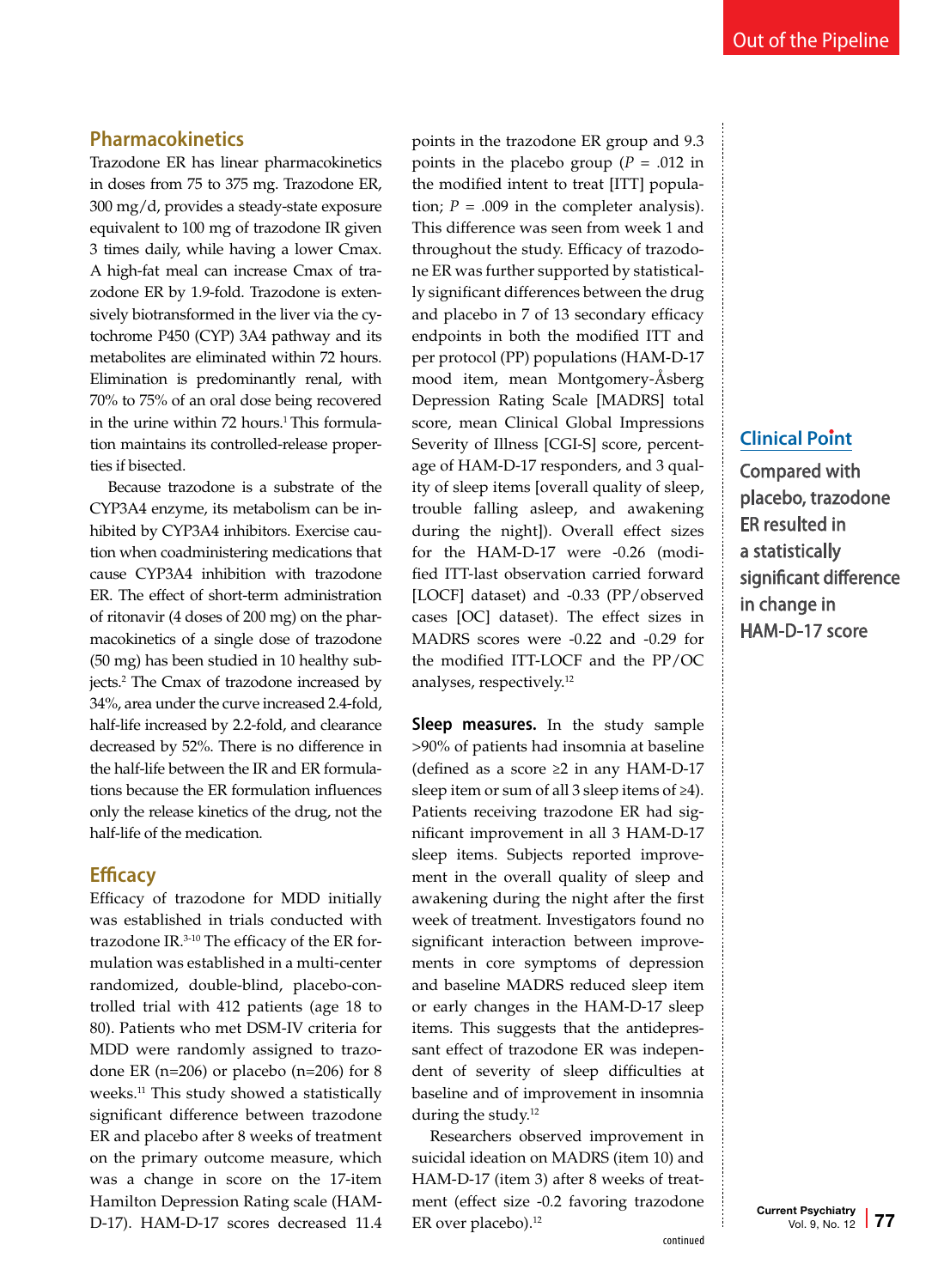## Pharmacokinetics

Trazodone ER has linear pharmacokinetics in doses from 75 to 375 mg. Trazodone ER, 300 mg/d, provides a steady-state exposure equivalent to 100 mg of trazodone IR given 3 times daily, while having a lower Cmax. A high-fat meal can increase Cmax of trazodone ER by 1.9-fold. Trazodone is extensively biotransformed in the liver via the cytochrome P450 (CYP) 3A4 pathway and its metabolites are eliminated within 72 hours. Elimination is predominantly renal, with 70% to 75% of an oral dose being recovered in the urine within 72 hours.[1] This formulation maintains its controlled-release properties if bisected.

Because trazodone is a substrate of the CYP3A4 enzyme, its metabolism can be inhibited by CYP3A4 inhibitors. Exercise caution when coadministering medications that cause CYP3A4 inhibition with trazodone ER. The effect of short-term administration of ritonavir (4 doses of 200 mg) on the pharmacokinetics of a single dose of trazodone (50 mg) has been studied in 10 healthy subjects.[2] The Cmax of trazodone increased by 34%, area under the curve increased 2.4-fold, half-life increased by 2.2-fold, and clearance decreased by 52%. There is no difference in the half-life between the IR and ER formulations because the ER formulation influences only the release kinetics of the drug, not the half-life of the medication.

## Efficacy

Efficacy of trazodone for MDD initially was established in trials conducted with trazodone IR.[3-10] The efficacy of the ER formulation was established in a multi-center randomized, double-blind, placebo-controlled trial with 412 patients (age 18 to 80). Patients who met DSM-IV criteria for MDD were randomly assigned to trazodone ER (n=206) or placebo (n=206) for 8 weeks.[11] This study showed a statistically significant difference between trazodone ER and placebo after 8 weeks of treatment on the primary outcome measure, which was a change in score on the 17-item Hamilton Depression Rating scale (HAM-D-17). HAM-D-17 scores decreased 11.4 points in the trazodone ER group and 9.3 points in the placebo group ($P = .012$ in the modified intent to treat [ITT] population; $P = .009$ in the completer analysis). This difference was seen from week 1 and throughout the study. Efficacy of trazodone ER was further supported by statistically significant differences between the drug and placebo in 7 of 13 secondary efficacy endpoints in both the modified ITT and per protocol (PP) populations (HAM-D-17 mood item, mean Montgomery-Åsberg Depression Rating Scale [MADRS] total score, mean Clinical Global Impressions Severity of Illness [CGI-S] score, percentage of HAM-D-17 responders, and 3 quality of sleep items [overall quality of sleep, trouble falling asleep, and awakening during the night]). Overall effect sizes for the HAM-D-17 were -0.26 (modified ITT-last observation carried forward [LOCF] dataset) and -0.33 (PP/observed cases [OC] dataset). The effect sizes in MADRS scores were -0.22 and -0.29 for the modified ITT-LOCF and the PP/OC analyses, respectively.[12]

**Sleep measures.** In the study sample >90% of patients had insomnia at baseline (defined as a score ≥2 in any HAM-D-17 sleep item or sum of all 3 sleep items of ≥4). Patients receiving trazodone ER had significant improvement in all 3 HAM-D-17 sleep items. Subjects reported improvement in the overall quality of sleep and awakening during the night after the first week of treatment. Investigators found no significant interaction between improvements in core symptoms of depression and baseline MADRS reduced sleep item or early changes in the HAM-D-17 sleep items. This suggests that the antidepressant effect of trazodone ER was independent of severity of sleep difficulties at baseline and of improvement in insomnia during the study.[12]

Researchers observed improvement in suicidal ideation on MADRS (item 10) and HAM-D-17 (item 3) after 8 weeks of treatment (effect size -0.2 favoring trazodone ER over placebo).[12]

continued

**Clinical Point**

Compared with placebo, trazodone ER resulted in a statistically significant difference in change in HAM-D-17 score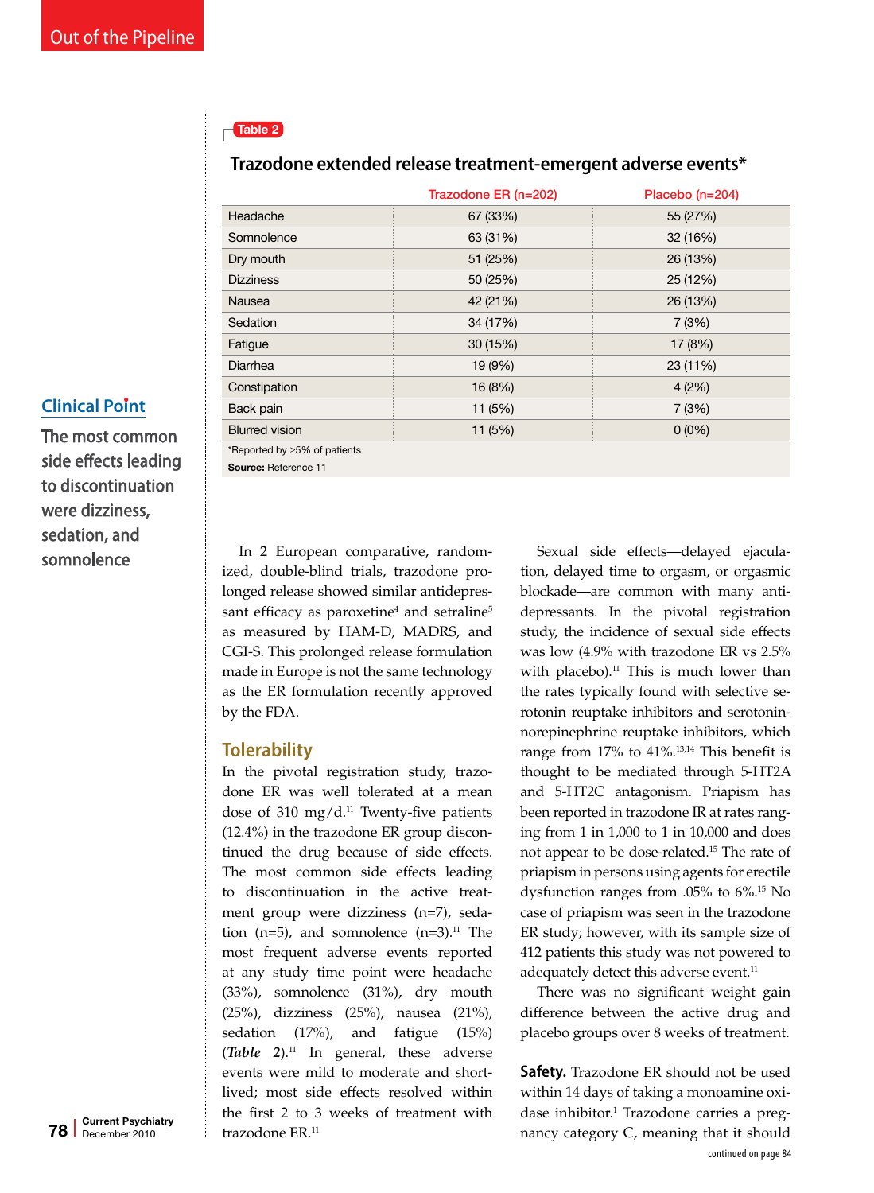**Table 2**

### Trazodone extended release treatment-emergent adverse events*

| | Trazodone ER (n=202) | Placebo (n=204) |
|---|---|---|
| Headache | 67 (33%) | 55 (27%) |
| Somnolence | 63 (31%) | 32 (16%) |
| Dry mouth | 51 (25%) | 26 (13%) |
| Dizziness | 50 (25%) | 25 (12%) |
| Nausea | 42 (21%) | 26 (13%) |
| Sedation | 34 (17%) | 7 (3%) |
| Fatigue | 30 (15%) | 17 (8%) |
| Diarrhea | 19 (9%) | 23 (11%) |
| Constipation | 16 (8%) | 4 (2%) |
| Back pain | 11 (5%) | 7 (3%) |
| Blurred vision | 11 (5%) | 0 (0%) |

*Reported by ≥5% of patients

**Source:** Reference 11

**Clinical Point**

The most common side effects leading to discontinuation were dizziness, sedation, and somnolence

In 2 European comparative, randomized, double-blind trials, trazodone prolonged release showed similar antidepressant efficacy as paroxetine[4] and setraline[5] as measured by HAM-D, MADRS, and CGI-S. This prolonged release formulation made in Europe is not the same technology as the ER formulation recently approved by the FDA.

## Tolerability

In the pivotal registration study, trazodone ER was well tolerated at a mean dose of 310 mg/d.[11] Twenty-five patients (12.4%) in the trazodone ER group discontinued the drug because of side effects. The most common side effects leading to discontinuation in the active treatment group were dizziness (n=7), sedation (n=5), and somnolence (n=3).[11] The most frequent adverse events reported at any study time point were headache (33%), somnolence (31%), dry mouth (25%), dizziness (25%), nausea (21%), sedation (17%), and fatigue (15%) (***Table 2***).[11] In general, these adverse events were mild to moderate and short-lived; most side effects resolved within the first 2 to 3 weeks of treatment with trazodone ER.[11]

Sexual side effects—delayed ejaculation, delayed time to orgasm, or orgasmic blockade—are common with many antidepressants. In the pivotal registration study, the incidence of sexual side effects was low (4.9% with trazodone ER vs 2.5% with placebo).[11] This is much lower than the rates typically found with selective serotonin reuptake inhibitors and serotonin-norepinephrine reuptake inhibitors, which range from 17% to 41%.[13,14] This benefit is thought to be mediated through 5-HT2A and 5-HT2C antagonism. Priapism has been reported in trazodone IR at rates ranging from 1 in 1,000 to 1 in 10,000 and does not appear to be dose-related.[15] The rate of priapism in persons using agents for erectile dysfunction ranges from .05% to 6%.[15] No case of priapism was seen in the trazodone ER study; however, with its sample size of 412 patients this study was not powered to adequately detect this adverse event.[11]

There was no significant weight gain difference between the active drug and placebo groups over 8 weeks of treatment.

**Safety.** Trazodone ER should not be used within 14 days of taking a monoamine oxidase inhibitor.[1] Trazodone carries a pregnancy category C, meaning that it should

continued on page 84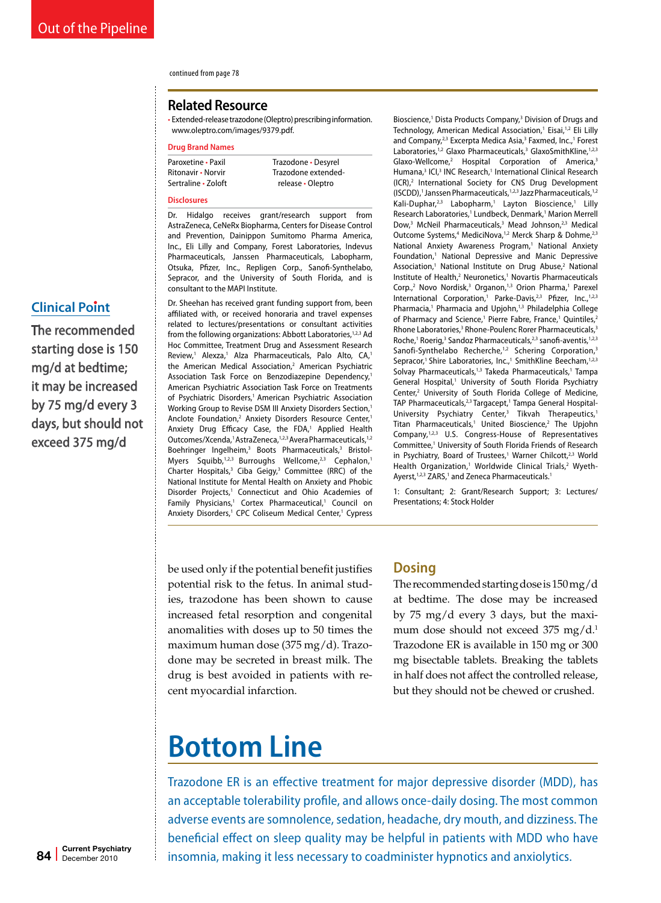continued from page 78

## Related Resource

- Extended-release trazodone (Oleptro) prescribing information. www.oleptro.com/images/9379.pdf.

### Drug Brand Names

| | |
|---|---|
| Paroxetine • Paxil | Trazodone • Desyrel |
| Ritonavir • Norvir | Trazodone extended-release • Oleptro |
| Sertraline • Zoloft | |

### Disclosures

Dr. Hidalgo receives grant/research support from AstraZeneca, CeNeRx Biopharma, Centers for Disease Control and Prevention, Dainippon Sumitomo Pharma America, Inc., Eli Lilly and Company, Forest Laboratories, Indevus Pharmaceuticals, Janssen Pharmaceuticals, Labopharm, Otsuka, Pfizer, Inc., Repligen Corp., Sanofi-Synthelabo, Sepracor, and the University of South Florida, and is consultant to the MAPI Institute.

Dr. Sheehan has received grant funding support from, been affiliated with, or received honoraria and travel expenses related to lectures/presentations or consultant activities from the following organizations: Abbott Laboratories,[1,2,3] Ad Hoc Committee, Treatment Drug and Assessment Research Review,[1] Alexza,[1] Alza Pharmaceuticals, Palo Alto, CA,[1] the American Medical Association,[2] American Psychiatric Association Task Force on Benzodiazepine Dependency,[1] American Psychiatric Association Task Force on Treatments of Psychiatric Disorders,[1] American Psychiatric Association Working Group to Revise DSM III Anxiety Disorders Section,[1] Anclote Foundation,[2] Anxiety Disorders Resource Center,[1] Anxiety Drug Efficacy Case, the FDA,[1] Applied Health Outcomes/Xcenda,[1] AstraZeneca,[1,2,3] Avera Pharmaceuticals,[1,2] Boehringer Ingelheim,[3] Boots Pharmaceuticals,[3] Bristol-Myers Squibb,[1,2,3] Burroughs Wellcome,[2,3] Cephalon,[1] Charter Hospitals,[3] Ciba Geigy,[3] Committee (RRC) of the National Institute for Mental Health on Anxiety and Phobic Disorder Projects,[1] Connecticut and Ohio Academies of Family Physicians,[1] Cortex Pharmaceutical,[1] Council on Anxiety Disorders,[1] CPC Coliseum Medical Center,[1] Cypress Bioscience,[1] Dista Products Company,[3] Division of Drugs and Technology, American Medical Association,[1] Eisai,[1,2] Eli Lilly and Company,[2,3] Excerpta Medica Asia,[3] Faxmed, Inc.,[1] Forest Laboratories,[1,2] Glaxo Pharmaceuticals,[3] GlaxoSmithKline,[1,2,3] Glaxo-Wellcome,[2] Hospital Corporation of America,[3] Humana,[3] ICI,[3] INC Research,[1] International Clinical Research (ICR),[2] International Society for CNS Drug Development (ISCDD),[1] Janssen Pharmaceuticals,[1,2,3] Jazz Pharmaceuticals,[1,2] Kali-Duphar,[2,3] Labopharm,[1] Layton Bioscience,[1] Lilly Research Laboratories,[1] Lundbeck, Denmark,[1] Marion Merrell Dow,[3] McNeil Pharmaceuticals,[3] Mead Johnson,[2,3] Medical Outcome Systems,[4] MediciNova,[1,2] Merck Sharp & Dohme,[2,3] National Anxiety Awareness Program,[1] National Anxiety Foundation,[1] National Depressive and Manic Depressive Association,[1] National Institute on Drug Abuse,[2] National Institute of Health,[2] Neuronetics,[1] Novartis Pharmaceuticals Corp.,[2] Novo Nordisk,[3] Organon,[1,3] Orion Pharma,[1] Parexel International Corporation,[1] Parke-Davis,[2,3] Pfizer, Inc.,[1,2,3] Pharmacia,[1] Pharmacia and Upjohn,[1,3] Philadelphia College of Pharmacy and Science,[1] Pierre Fabre, France,[1] Quintiles,[2] Rhone Laboratories,[3] Rhone-Poulenc Rorer Pharmaceuticals,[3] Roche,[1] Roerig,[3] Sandoz Pharmaceuticals,[2,3] sanofi-aventis,[1,2,3] Sanofi-Synthelabo Recherche,[1,2] Schering Corporation,[3] Sepracor,[1] Shire Laboratories, Inc.,[1] SmithKline Beecham,[1,2,3] Solvay Pharmaceuticals,[1,3] Takeda Pharmaceuticals,[1] Tampa General Hospital,[1] University of South Florida Psychiatry Center,[2] University of South Florida College of Medicine, TAP Pharmaceuticals,[2,3] Targacept,[1] Tampa General Hospital-University Psychiatry Center,[3] Tikvah Therapeutics,[1] Titan Pharmaceuticals,[1] United Bioscience,[2] The Upjohn Company,[1,2,3] U.S. Congress-House of Representatives Committee,[1] University of South Florida Friends of Research in Psychiatry, Board of Trustees,[1] Warner Chilcott,[2,3] World Health Organization,[1] Worldwide Clinical Trials,[2] Wyeth-Ayerst,[1,2,3] ZARS,[1] and Zeneca Pharmaceuticals.[1]

1: Consultant; 2: Grant/Research Support; 3: Lectures/Presentations; 4: Stock Holder

**Clinical Point**

The recommended starting dose is 150 mg/d at bedtime; it may be increased by 75 mg/d every 3 days, but should not exceed 375 mg/d

be used only if the potential benefit justifies potential risk to the fetus. In animal studies, trazodone has been shown to cause increased fetal resorption and congenital anomalities with doses up to 50 times the maximum human dose (375 mg/d). Trazodone may be secreted in breast milk. The drug is best avoided in patients with recent myocardial infarction.

## Dosing

The recommended starting dose is 150 mg/d at bedtime. The dose may be increased by 75 mg/d every 3 days, but the maximum dose should not exceed 375 mg/d.[1] Trazodone ER is available in 150 mg or 300 mg bisectable tablets. Breaking the tablets in half does not affect the controlled release, but they should not be chewed or crushed.

# Bottom Line

Trazodone ER is an effective treatment for major depressive disorder (MDD), has an acceptable tolerability profile, and allows once-daily dosing. The most common adverse events are somnolence, sedation, headache, dry mouth, and dizziness. The beneficial effect on sleep quality may be helpful in patients with MDD who have insomnia, making it less necessary to coadminister hypnotics and anxiolytics.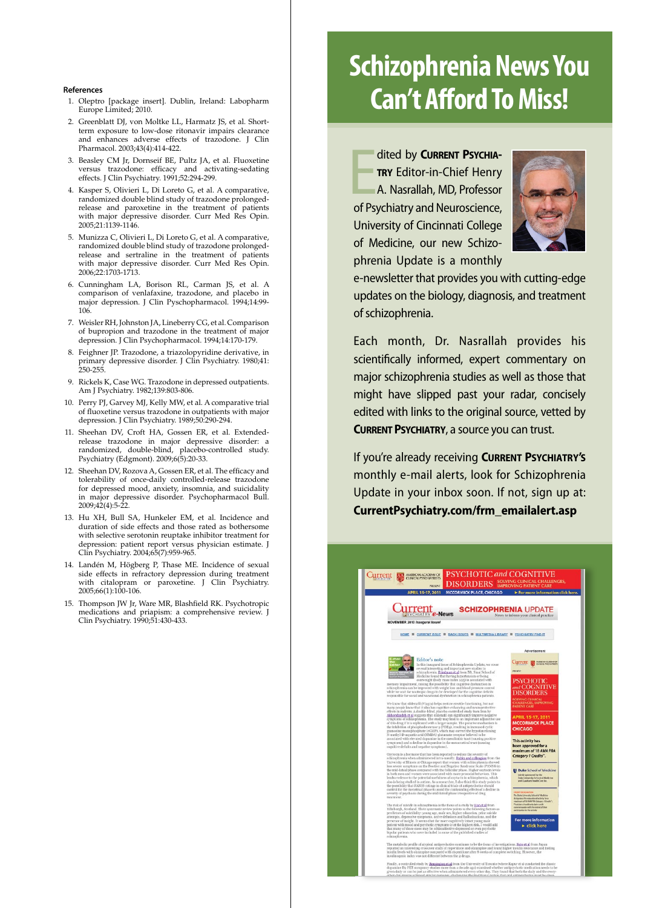## References

1. Oleptro [package insert]. Dublin, Ireland: Labopharm Europe Limited; 2010.
2. Greenblatt DJ, von Moltke LL, Harmatz JS, et al. Short-term exposure to low-dose ritonavir impairs clearance and enhances adverse effects of trazodone. J Clin Pharmacol. 2003;43(4):414-422.
3. Beasley CM Jr, Dornseif BE, Pultz JA, et al. Fluoxetine versus trazodone: efficacy and activating-sedating effects. J Clin Psychiatry. 1991;52:294-299.
4. Kasper S, Olivieri L, Di Loreto G, et al. A comparative, randomized double blind study of trazodone prolonged-release and paroxetine in the treatment of patients with major depressive disorder. Curr Med Res Opin. 2005;21:1139-1146.
5. Munizza C, Olivieri L, Di Loreto G, et al. A comparative, randomized double blind study of trazodone prolonged-release and sertraline in the treatment of patients with major depressive disorder. Curr Med Res Opin. 2006;22:1703-1713.
6. Cunningham LA, Borison RL, Carman JS, et al. A comparison of venlafaxine, trazodone, and placebo in major depression. J Clin Pyschopharmacol. 1994;14:99-106.
7. Weisler RH, Johnston JA, Lineberry CG, et al. Comparison of bupropion and trazodone in the treatment of major depression. J Clin Psychopharmacol. 1994;14:170-179.
8. Feighner JP. Trazodone, a triazolopyridine derivative, in primary depressive disorder. J Clin Psychiatry. 1980;41:250-255.
9. Rickels K, Case WG. Trazodone in depressed outpatients. Am J Psychiatry. 1982;139:803-806.
10. Perry PJ, Garvey MJ, Kelly MW, et al. A comparative trial of fluoxetine versus trazodone in outpatients with major depression. J Clin Psychiatry. 1989;50:290-294.
11. Sheehan DV, Croft HA, Gossen ER, et al. Extended-release trazodone in major depressive disorder: a randomized, double-blind, placebo-controlled study. Psychiatry (Edgmont). 2009;6(5):20-33.
12. Sheehan DV, Rozova A, Gossen ER, et al. The efficacy and tolerability of once-daily controlled-release trazodone for depressed mood, anxiety, insomnia, and suicidality in major depressive disorder. Psychopharmacol Bull. 2009;42(4):5-22.
13. Hu XH, Bull SA, Hunkeler EM, et al. Incidence and duration of side effects and those rated as bothersome with selective serotonin reuptake inhibitor treatment for depression: patient report versus physician estimate. J Clin Psychiatry. 2004;65(7):959-965.
14. Landén M, Högberg P, Thase ME. Incidence of sexual side effects in refractory depression during treatment with citalopram or paroxetine. J Clin Psychiatry. 2005;66(1):100-106.
15. Thompson JW Jr, Ware MR, Blashfield RK. Psychotropic medications and priapism: a comprehensive review. J Clin Psychiatry. 1990;51:430-433.

# Schizophrenia News You Can't Afford To Miss!

Edited by **CURRENT PSYCHIATRY** Editor-in-Chief Henry A. Nasrallah, MD, Professor of Psychiatry and Neuroscience, University of Cincinnati College of Medicine, our new Schizophrenia Update is a monthly e-newsletter that provides you with cutting-edge updates on the biology, diagnosis, and treatment of schizophrenia.

Each month, Dr. Nasrallah provides his scientifically informed, expert commentary on major schizophrenia studies as well as those that might have slipped past your radar, concisely edited with links to the original source, vetted by **CURRENT PSYCHIATRY**, a source you can trust.

If you're already receiving **CURRENT PSYCHIATRY'S** monthly e-mail alerts, look for Schizophrenia Update in your inbox soon. If not, sign up at: **CurrentPsychiatry.com/frm_emailalert.asp**